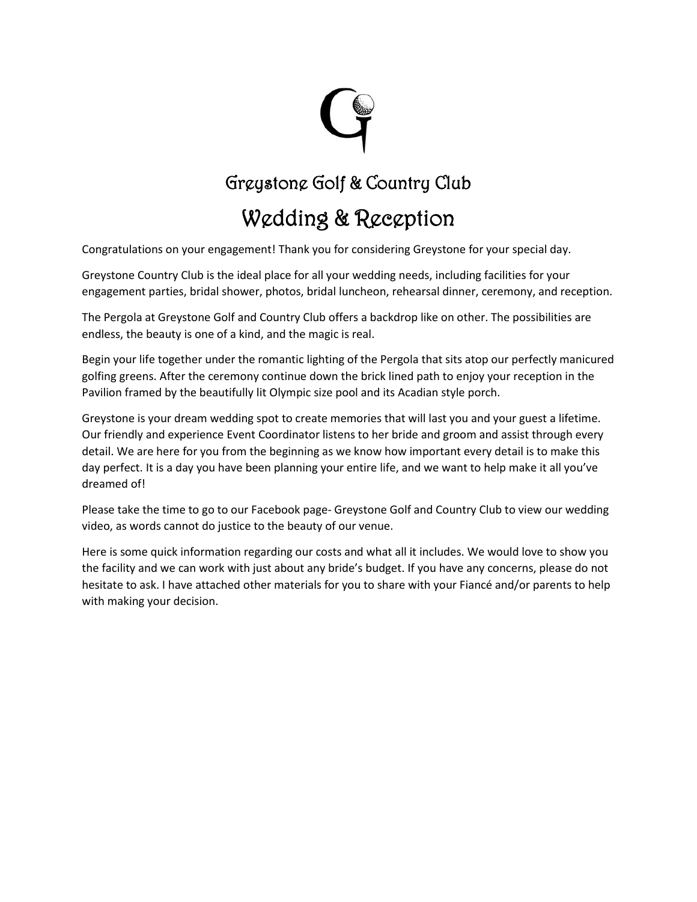# Greystone Golf & Country Club

## Wedding & Reception

Congratulations on your engagement! Thank you for considering Greystone for your special day.

Greystone Country Club is the ideal place for all your wedding needs, including facilities for your engagement parties, bridal shower, photos, bridal luncheon, rehearsal dinner, ceremony, and reception.

The Pergola at Greystone Golf and Country Club offers a backdrop like on other. The possibilities are endless, the beauty is one of a kind, and the magic is real.

Begin your life together under the romantic lighting of the Pergola that sits atop our perfectly manicured golfing greens. After the ceremony continue down the brick lined path to enjoy your reception in the Pavilion framed by the beautifully lit Olympic size pool and its Acadian style porch.

Greystone is your dream wedding spot to create memories that will last you and your guest a lifetime. Our friendly and experience Event Coordinator listens to her bride and groom and assist through every detail. We are here for you from the beginning as we know how important every detail is to make this day perfect. It is a day you have been planning your entire life, and we want to help make it all you've dreamed of!

Please take the time to go to our Facebook page- Greystone Golf and Country Club to view our wedding video, as words cannot do justice to the beauty of our venue.

Here is some quick information regarding our costs and what all it includes. We would love to show you the facility and we can work with just about any bride's budget. If you have any concerns, please do not hesitate to ask. I have attached other materials for you to share with your Fiancé and/or parents to help with making your decision.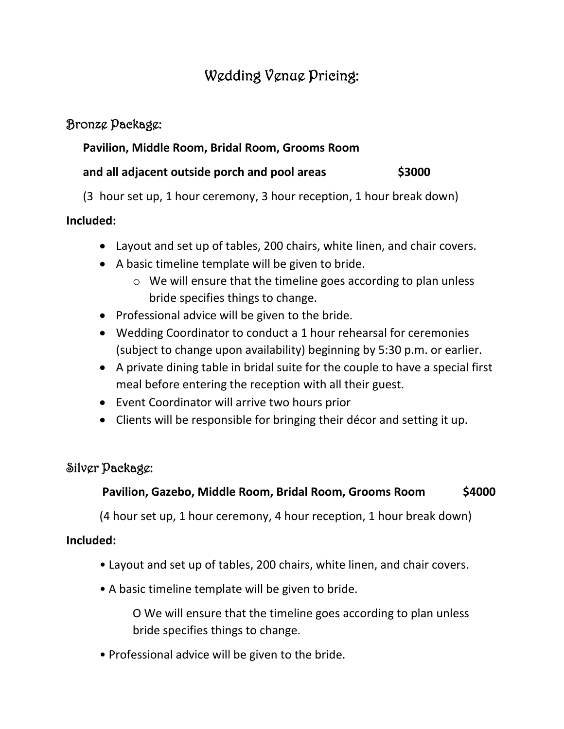# Wedding Venue Pricing:

## Bronze Package:

**Pavilion, Middle Room, Bridal Room, Grooms Room**

**and all adjacent outside porch and pool areas $3000**

(3 hour set up, 1 hour ceremony, 3 hour reception, 1 hour break down)

**Included:**

- Layout and set up of tables, 200 chairs, white linen, and chair covers.
- A basic timeline template will be given to bride.
  - We will ensure that the timeline goes according to plan unless bride specifies things to change.
- Professional advice will be given to the bride.
- Wedding Coordinator to conduct a 1 hour rehearsal for ceremonies (subject to change upon availability) beginning by 5:30 p.m. or earlier.
- A private dining table in bridal suite for the couple to have a special first meal before entering the reception with all their guest.
- Event Coordinator will arrive two hours prior
- Clients will be responsible for bringing their décor and setting it up.

## Silver Package:

**Pavilion, Gazebo, Middle Room, Bridal Room, Grooms Room $4000**

(4 hour set up, 1 hour ceremony, 4 hour reception, 1 hour break down)

**Included:**

- Layout and set up of tables, 200 chairs, white linen, and chair covers.
- A basic timeline template will be given to bride.
  - We will ensure that the timeline goes according to plan unless bride specifies things to change.
- Professional advice will be given to the bride.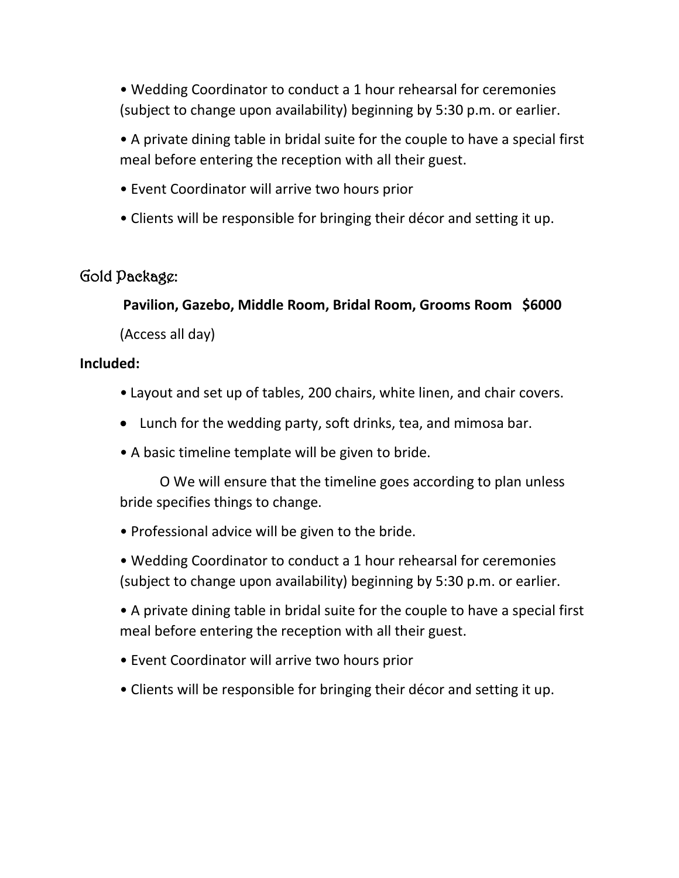• Wedding Coordinator to conduct a 1 hour rehearsal for ceremonies (subject to change upon availability) beginning by 5:30 p.m. or earlier.

• A private dining table in bridal suite for the couple to have a special first meal before entering the reception with all their guest.

• Event Coordinator will arrive two hours prior

• Clients will be responsible for bringing their décor and setting it up.

## Gold Package:

**Pavilion, Gazebo, Middle Room, Bridal Room, Grooms Room $6000**

(Access all day)

**Included:**

- Layout and set up of tables, 200 chairs, white linen, and chair covers.
- Lunch for the wedding party, soft drinks, tea, and mimosa bar.
- A basic timeline template will be given to bride.
    - We will ensure that the timeline goes according to plan unless bride specifies things to change.
- Professional advice will be given to the bride.
- Wedding Coordinator to conduct a 1 hour rehearsal for ceremonies (subject to change upon availability) beginning by 5:30 p.m. or earlier.
- A private dining table in bridal suite for the couple to have a special first meal before entering the reception with all their guest.
- Event Coordinator will arrive two hours prior
- Clients will be responsible for bringing their décor and setting it up.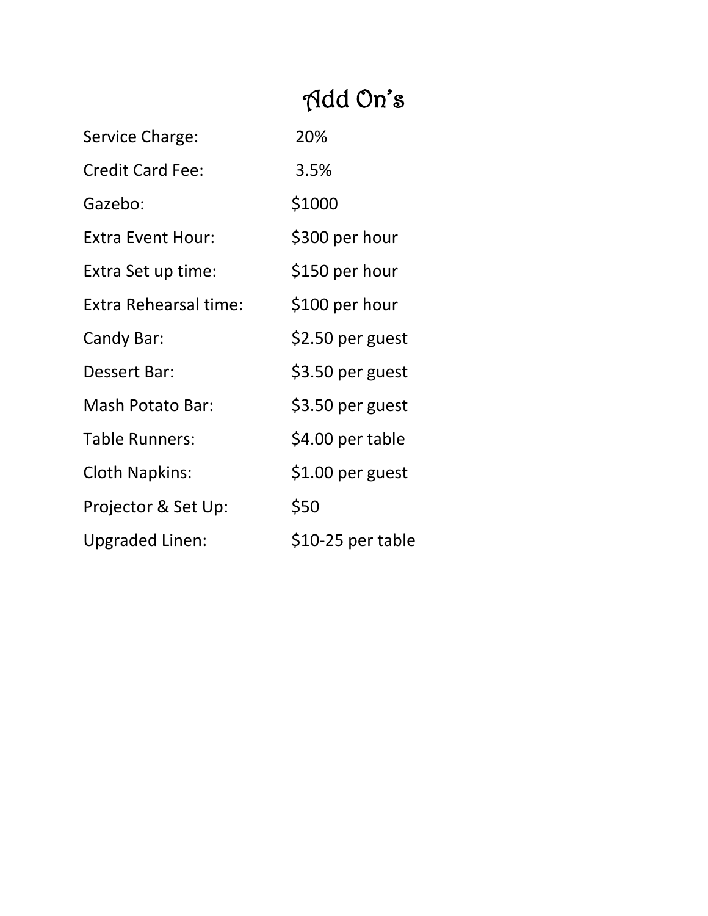# Add On's

| | |
|---|---|
| Service Charge: | 20% |
| Credit Card Fee: | 3.5% |
| Gazebo: | $1000 |
| Extra Event Hour: | $300 per hour |
| Extra Set up time: | $150 per hour |
| Extra Rehearsal time: | $100 per hour |
| Candy Bar: | $2.50 per guest |
| Dessert Bar: | $3.50 per guest |
| Mash Potato Bar: | $3.50 per guest |
| Table Runners: | $4.00 per table |
| Cloth Napkins: | $1.00 per guest |
| Projector & Set Up: | $50 |
| Upgraded Linen: | $10-25 per table |